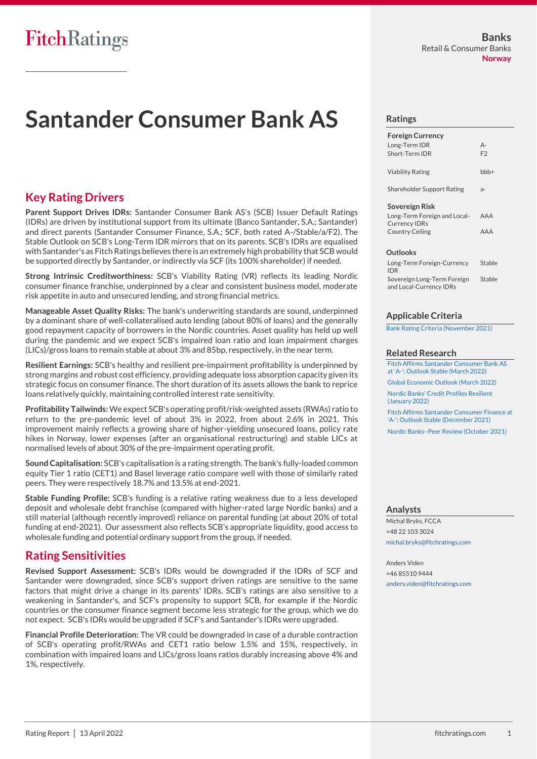# Santander Consumer Bank AS

Banks
Retail & Consumer Banks
Norway

## Key Rating Drivers

**Parent Support Drives IDRs:** Santander Consumer Bank AS's (SCB) Issuer Default Ratings (IDRs) are driven by institutional support from its ultimate (Banco Santander, S.A.; Santander) and direct parents (Santander Consumer Finance, S.A.; SCF, both rated A-/Stable/a/F2). The Stable Outlook on SCB's Long-Term IDR mirrors that on its parents. SCB's IDRs are equalised with Santander's as Fitch Ratings believes there is an extremely high probability that SCB would be supported directly by Santander, or indirectly via SCF (its 100% shareholder) if needed.

**Strong Intrinsic Creditworthiness:** SCB's Viability Rating (VR) reflects its leading Nordic consumer finance franchise, underpinned by a clear and consistent business model, moderate risk appetite in auto and unsecured lending, and strong financial metrics.

**Manageable Asset Quality Risks:** The bank's underwriting standards are sound, underpinned by a dominant share of well-collateralised auto lending (about 80% of loans) and the generally good repayment capacity of borrowers in the Nordic countries. Asset quality has held up well during the pandemic and we expect SCB's impaired loan ratio and loan impairment charges (LICs)/gross loans to remain stable at about 3% and 85bp, respectively, in the near term.

**Resilient Earnings:** SCB's healthy and resilient pre-impairment profitability is underpinned by strong margins and robust cost efficiency, providing adequate loss absorption capacity given its strategic focus on consumer finance. The short duration of its assets allows the bank to reprice loans relatively quickly, maintaining controlled interest rate sensitivity.

**Profitability Tailwinds:** We expect SCB's operating profit/risk-weighted assets (RWAs) ratio to return to the pre-pandemic level of about 3% in 2022, from about 2.6% in 2021. This improvement mainly reflects a growing share of higher-yielding unsecured loans, policy rate hikes in Norway, lower expenses (after an organisational restructuring) and stable LICs at normalised levels of about 30% of the pre-impairment operating profit.

**Sound Capitalisation:** SCB's capitalisation is a rating strength. The bank's fully-loaded common equity Tier 1 ratio (CET1) and Basel leverage ratio compare well with those of similarly rated peers. They were respectively 18.7% and 13.5% at end-2021.

**Stable Funding Profile:** SCB's funding is a relative rating weakness due to a less developed deposit and wholesale debt franchise (compared with higher-rated large Nordic banks) and a still material (although recently improved) reliance on parental funding (at about 20% of total funding at end-2021). Our assessment also reflects SCB's appropriate liquidity, good access to wholesale funding and potential ordinary support from the group, if needed.

## Rating Sensitivities

**Revised Support Assessment:** SCB's IDRs would be downgraded if the IDRs of SCF and Santander were downgraded, since SCB's support driven ratings are sensitive to the same factors that might drive a change in its parents' IDRs. SCB's ratings are also sensitive to a weakening in Santander's, and SCF's propensity to support SCB, for example if the Nordic countries or the consumer finance segment become less strategic for the group, which we do not expect. SCB's IDRs would be upgraded if SCF's and Santander's IDRs were upgraded.

**Financial Profile Deterioration:** The VR could be downgraded in case of a durable contraction of SCB's operating profit/RWAs and CET1 ratio below 1.5% and 15%, respectively, in combination with impaired loans and LICs/gross loans ratios durably increasing above 4% and 1%, respectively.

### Ratings

| | |
|---|---|
| **Foreign Currency** | |
| Long-Term IDR | A- |
| Short-Term IDR | F2 |
| Viability Rating | bbb+ |
| Shareholder Support Rating | a- |
| **Sovereign Risk** | |
| Long-Term Foreign and Local-Currency IDRs | AAA |
| Country Ceiling | AAA |

### Outlooks

| | |
|---|---|
| Long-Term Foreign-Currency IDR | Stable |
| Sovereign Long-Term Foreign and Local-Currency IDRs | Stable |

### Applicable Criteria

Bank Rating Criteria (November 2021)

### Related Research

Fitch Affirms Santander Consumer Bank AS at 'A-'; Outlook Stable (March 2022)

Global Economic Outlook (March 2022)

Nordic Banks' Credit Profiles Resilient (January 2022)

Fitch Affirms Santander Consumer Finance at 'A-'; Outlook Stable (December 2021)

Nordic Banks–Peer Review (October 2021)

### Analysts

Michal Bryks, FCCA
+48 22 103 3024
michal.bryks@fitchratings.com

Anders Viden
+46 85510 9444
anders.viden@fitchratings.com

Rating Report | 13 April 2022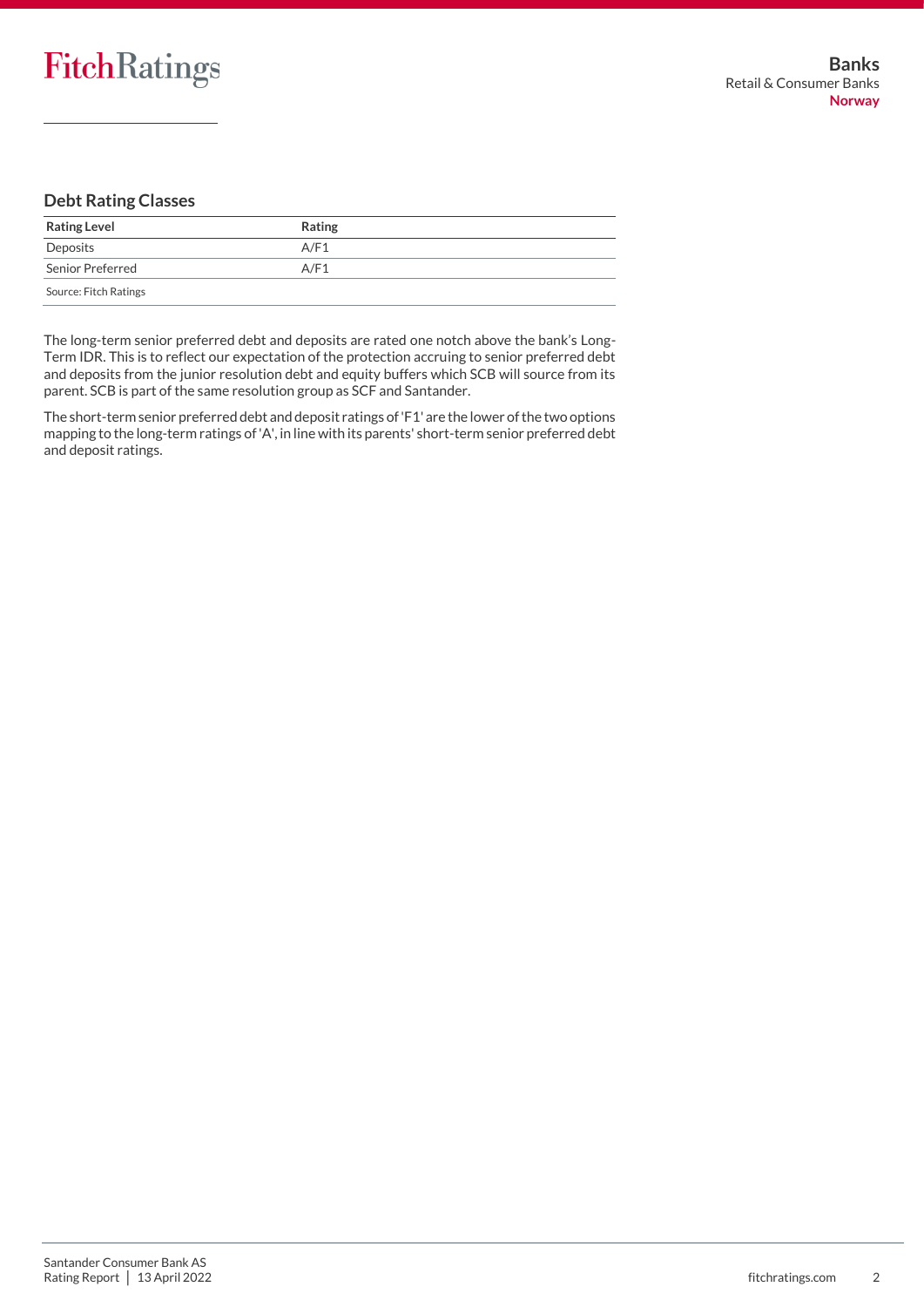## Debt Rating Classes

| Rating Level | Rating |
|---|---|
| Deposits | A/F1 |
| Senior Preferred | A/F1 |

Source: Fitch Ratings

The long-term senior preferred debt and deposits are rated one notch above the bank's Long-Term IDR. This is to reflect our expectation of the protection accruing to senior preferred debt and deposits from the junior resolution debt and equity buffers which SCB will source from its parent. SCB is part of the same resolution group as SCF and Santander.

The short-term senior preferred debt and deposit ratings of 'F1' are the lower of the two options mapping to the long-term ratings of 'A', in line with its parents' short-term senior preferred debt and deposit ratings.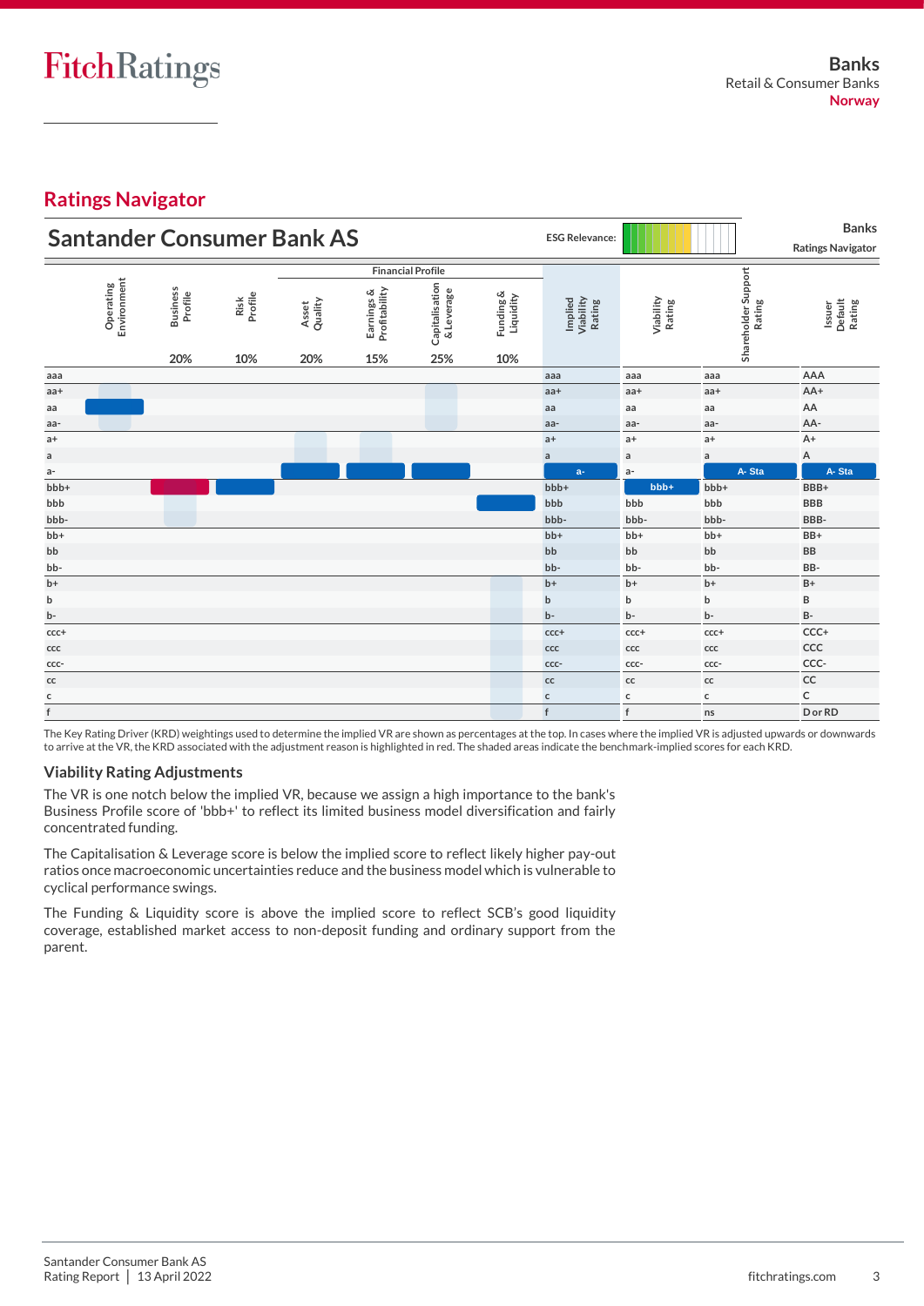## Ratings Navigator

### Santander Consumer Bank AS

ESG Relevance:

Banks
Ratings Navigator

| | Operating Environment | Business Profile | Risk Profile | Financial Profile: Asset Quality | Earnings & Profitability | Capitalisation & Leverage | Funding & Liquidity | Implied Viability Rating | Viability Rating | Shareholder Support Rating | Issuer Default Rating |
|---|---|---|---|---|---|---|---|---|---|---|---|
| | | 20% | 10% | 20% | 15% | 25% | 10% | | | | |
| aaa | | | | | | | | aaa | aaa | aaa | AAA |
| aa+ | | | | | | | | aa+ | aa+ | aa+ | AA+ |
| aa | aa | | | | | | | aa | aa | aa | AA |
| aa- | | | | | | | | aa- | aa- | aa- | AA- |
| a+ | | | | | | | | a+ | a+ | a+ | A+ |
| a | | | | | | | | a | a | a | A |
| a- | | | | a- | a- | a- | | a- | a- | A- Sta | A- Sta |
| bbb+ | | bbb+ | bbb+ | | | | | bbb+ | bbb+ | bbb+ | BBB+ |
| bbb | | | | | | | bbb | bbb | bbb | bbb | BBB |
| bbb- | | | | | | | | bbb- | bbb- | bbb- | BBB- |
| bb+ | | | | | | | | bb+ | bb+ | bb+ | BB+ |
| bb | | | | | | | | bb | bb | bb | BB |
| bb- | | | | | | | | bb- | bb- | bb- | BB- |
| b+ | | | | | | | | b+ | b+ | b+ | B+ |
| b | | | | | | | | b | b | b | B |
| b- | | | | | | | | b- | b- | b- | B- |
| ccc+ | | | | | | | | ccc+ | ccc+ | ccc+ | CCC+ |
| ccc | | | | | | | | ccc | ccc | ccc | CCC |
| ccc- | | | | | | | | ccc- | ccc- | ccc- | CCC- |
| cc | | | | | | | | cc | cc | cc | CC |
| c | | | | | | | | c | c | c | C |
| f | | | | | | | | f | f | ns | D or RD |

The Key Rating Driver (KRD) weightings used to determine the implied VR are shown as percentages at the top. In cases where the implied VR is adjusted upwards or downwards to arrive at the VR, the KRD associated with the adjustment reason is highlighted in red. The shaded areas indicate the benchmark-implied scores for each KRD.

### Viability Rating Adjustments

The VR is one notch below the implied VR, because we assign a high importance to the bank's Business Profile score of 'bbb+' to reflect its limited business model diversification and fairly concentrated funding.

The Capitalisation & Leverage score is below the implied score to reflect likely higher pay-out ratios once macroeconomic uncertainties reduce and the business model which is vulnerable to cyclical performance swings.

The Funding & Liquidity score is above the implied score to reflect SCB's good liquidity coverage, established market access to non-deposit funding and ordinary support from the parent.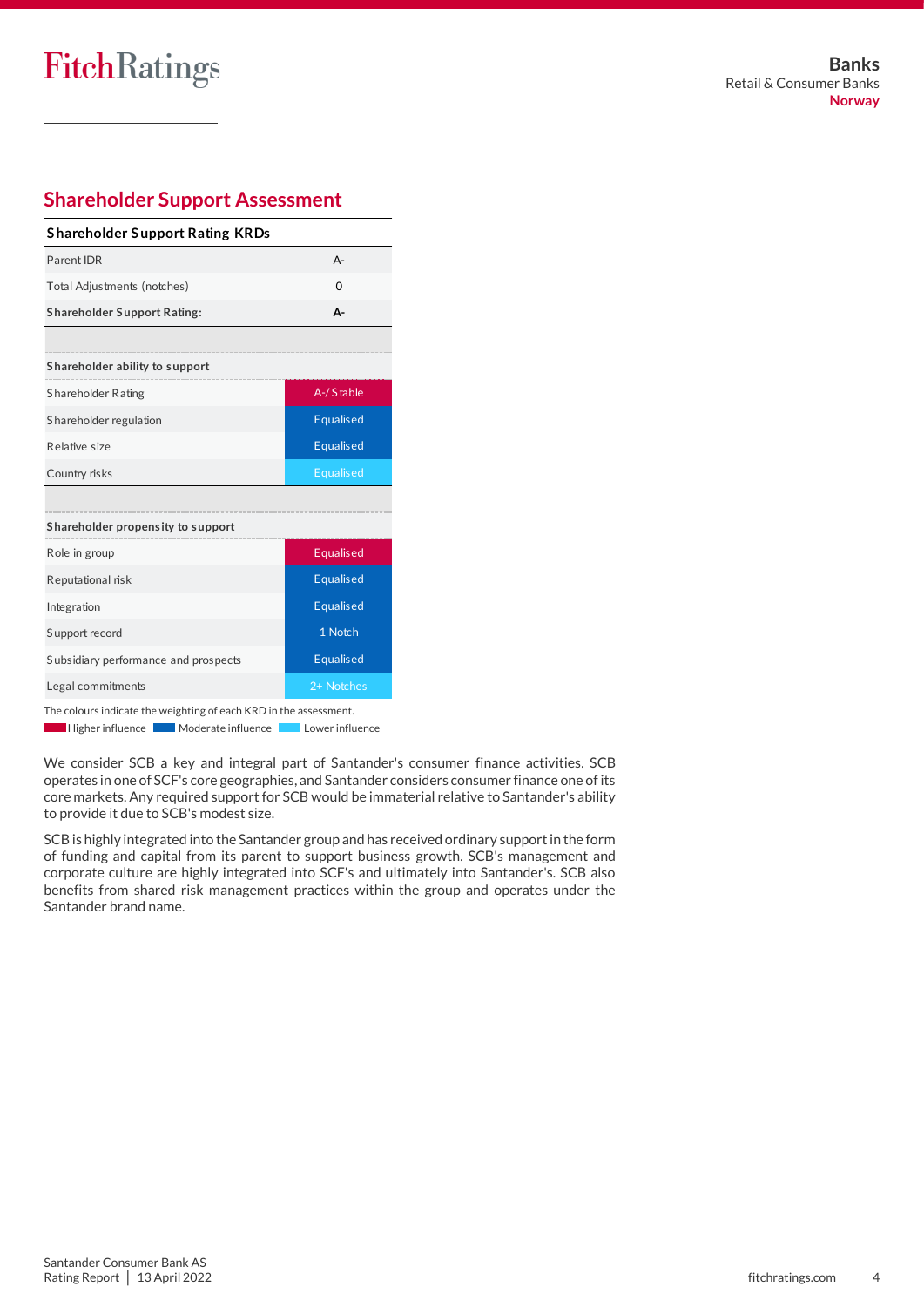## Shareholder Support Assessment

| Shareholder Support Rating KRDs | |
|---|---|
| Parent IDR | A- |
| Total Adjustments (notches) | 0 |
| **Shareholder Support Rating:** | **A-** |
| | |
| **Shareholder ability to support** | |
| Shareholder Rating | A-/Stable |
| Shareholder regulation | Equalised |
| Relative size | Equalised |
| Country risks | Equalised |
| | |
| **Shareholder propensity to support** | |
| Role in group | Equalised |
| Reputational risk | Equalised |
| Integration | Equalised |
| Support record | 1 Notch |
| Subsidiary performance and prospects | Equalised |
| Legal commitments | 2+ Notches |

The colours indicate the weighting of each KRD in the assessment.
Higher influence / Moderate influence / Lower influence

We consider SCB a key and integral part of Santander's consumer finance activities. SCB operates in one of SCF's core geographies, and Santander considers consumer finance one of its core markets. Any required support for SCB would be immaterial relative to Santander's ability to provide it due to SCB's modest size.

SCB is highly integrated into the Santander group and has received ordinary support in the form of funding and capital from its parent to support business growth. SCB's management and corporate culture are highly integrated into SCF's and ultimately into Santander's. SCB also benefits from shared risk management practices within the group and operates under the Santander brand name.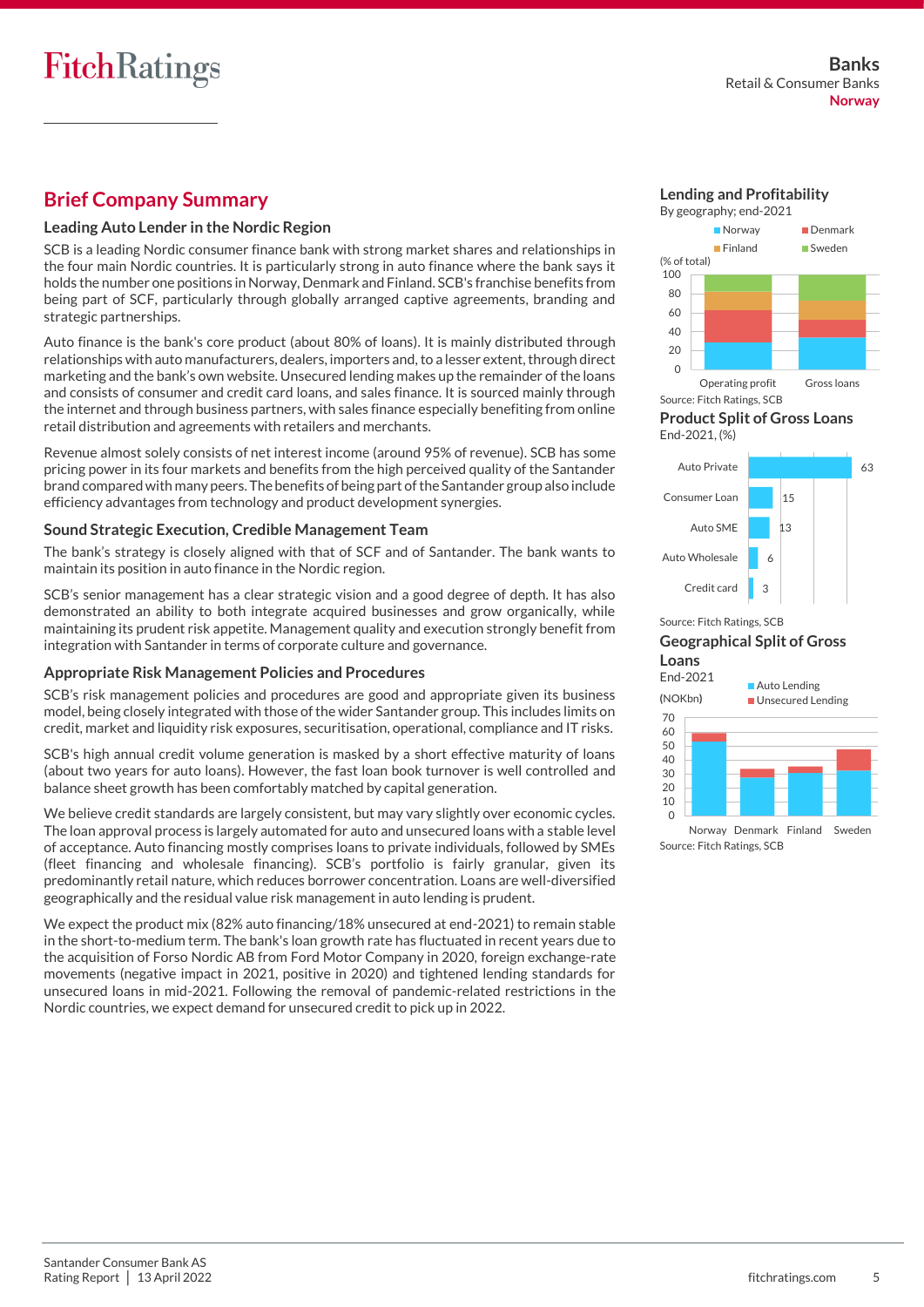## Brief Company Summary

### Leading Auto Lender in the Nordic Region

SCB is a leading Nordic consumer finance bank with strong market shares and relationships in the four main Nordic countries. It is particularly strong in auto finance where the bank says it holds the number one positions in Norway, Denmark and Finland. SCB's franchise benefits from being part of SCF, particularly through globally arranged captive agreements, branding and strategic partnerships.

Auto finance is the bank's core product (about 80% of loans). It is mainly distributed through relationships with auto manufacturers, dealers, importers and, to a lesser extent, through direct marketing and the bank's own website. Unsecured lending makes up the remainder of the loans and consists of consumer and credit card loans, and sales finance. It is sourced mainly through the internet and through business partners, with sales finance especially benefiting from online retail distribution and agreements with retailers and merchants.

Revenue almost solely consists of net interest income (around 95% of revenue). SCB has some pricing power in its four markets and benefits from the high perceived quality of the Santander brand compared with many peers. The benefits of being part of the Santander group also include efficiency advantages from technology and product development synergies.

### Sound Strategic Execution, Credible Management Team

The bank's strategy is closely aligned with that of SCF and of Santander. The bank wants to maintain its position in auto finance in the Nordic region.

SCB's senior management has a clear strategic vision and a good degree of depth. It has also demonstrated an ability to both integrate acquired businesses and grow organically, while maintaining its prudent risk appetite. Management quality and execution strongly benefit from integration with Santander in terms of corporate culture and governance.

### Appropriate Risk Management Policies and Procedures

SCB's risk management policies and procedures are good and appropriate given its business model, being closely integrated with those of the wider Santander group. This includes limits on credit, market and liquidity risk exposures, securitisation, operational, compliance and IT risks.

SCB's high annual credit volume generation is masked by a short effective maturity of loans (about two years for auto loans). However, the fast loan book turnover is well controlled and balance sheet growth has been comfortably matched by capital generation.

We believe credit standards are largely consistent, but may vary slightly over economic cycles. The loan approval process is largely automated for auto and unsecured loans with a stable level of acceptance. Auto financing mostly comprises loans to private individuals, followed by SMEs (fleet financing and wholesale financing). SCB's portfolio is fairly granular, given its predominantly retail nature, which reduces borrower concentration. Loans are well-diversified geographically and the residual value risk management in auto lending is prudent.

We expect the product mix (82% auto financing/18% unsecured at end-2021) to remain stable in the short-to-medium term. The bank's loan growth rate has fluctuated in recent years due to the acquisition of Forso Nordic AB from Ford Motor Company in 2020, foreign exchange-rate movements (negative impact in 2021, positive in 2020) and tightened lending standards for unsecured loans in mid-2021. Following the removal of pandemic-related restrictions in the Nordic countries, we expect demand for unsecured credit to pick up in 2022.

### Lending and Profitability

By geography; end-2021

(% of total)

Legend: Norway, Denmark, Finland, Sweden. Categories: Operating profit, Gross loans.

Source: Fitch Ratings, SCB

### Product Split of Gross Loans

End-2021, (%)

| Product | % |
|---|---|
| Auto Private | 63 |
| Consumer Loan | 15 |
| Auto SME | 13 |
| Auto Wholesale | 6 |
| Credit card | 3 |

Source: Fitch Ratings, SCB

### Geographical Split of Gross Loans

End-2021

(NOKbn)

Legend: Auto Lending, Unsecured Lending. Categories: Norway, Denmark, Finland, Sweden.

Source: Fitch Ratings, SCB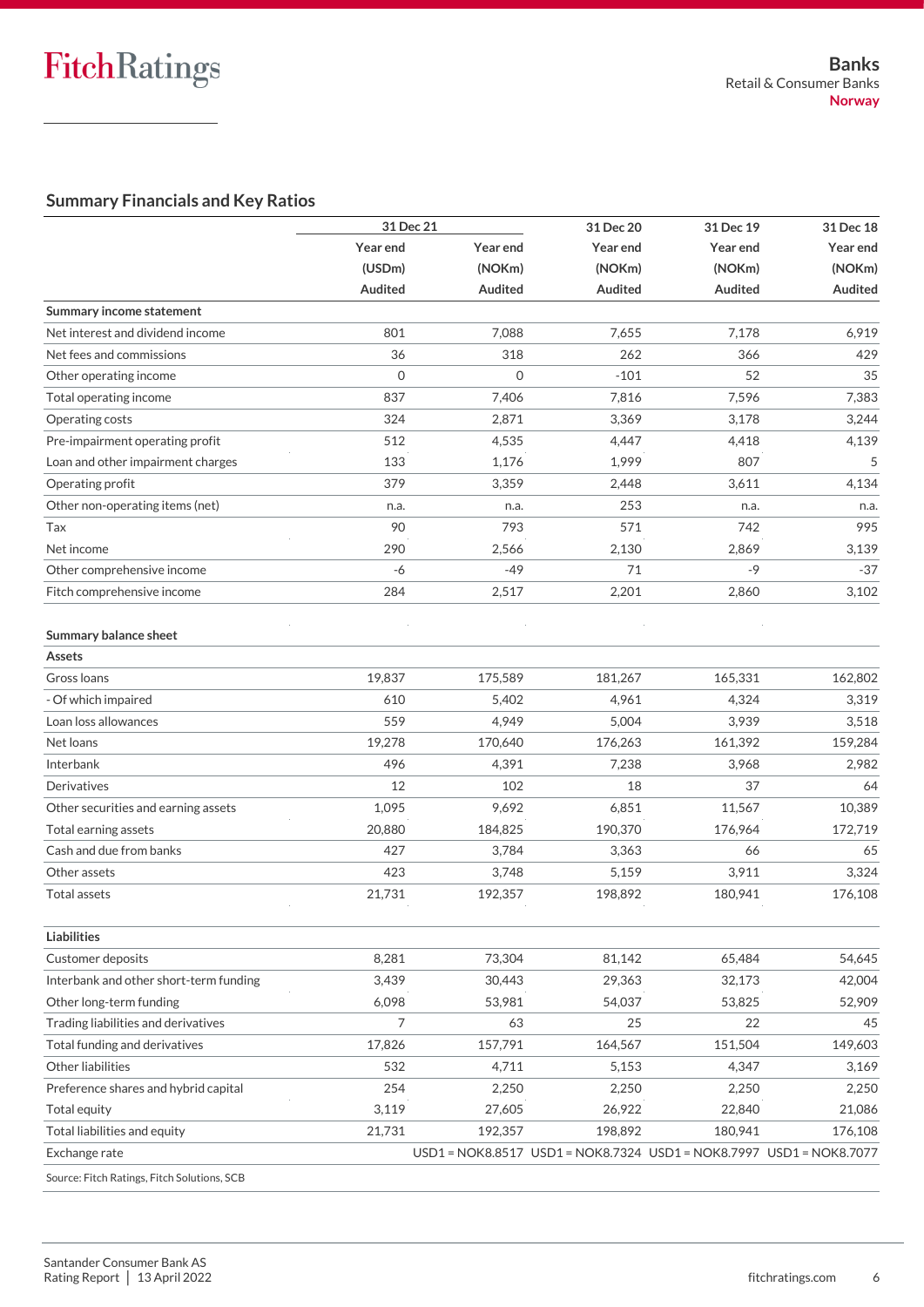## Summary Financials and Key Ratios

| | 31 Dec 21 | | 31 Dec 20 | 31 Dec 19 | 31 Dec 18 |
|---|---|---|---|---|---|
| | Year end | Year end | Year end | Year end | Year end |
| | (USDm) | (NOKm) | (NOKm) | (NOKm) | (NOKm) |
| | Audited | Audited | Audited | Audited | Audited |
| **Summary income statement** | | | | | |
| Net interest and dividend income | 801 | 7,088 | 7,655 | 7,178 | 6,919 |
| Net fees and commissions | 36 | 318 | 262 | 366 | 429 |
| Other operating income | 0 | 0 | -101 | 52 | 35 |
| Total operating income | 837 | 7,406 | 7,816 | 7,596 | 7,383 |
| Operating costs | 324 | 2,871 | 3,369 | 3,178 | 3,244 |
| Pre-impairment operating profit | 512 | 4,535 | 4,447 | 4,418 | 4,139 |
| Loan and other impairment charges | 133 | 1,176 | 1,999 | 807 | 5 |
| Operating profit | 379 | 3,359 | 2,448 | 3,611 | 4,134 |
| Other non-operating items (net) | n.a. | n.a. | 253 | n.a. | n.a. |
| Tax | 90 | 793 | 571 | 742 | 995 |
| Net income | 290 | 2,566 | 2,130 | 2,869 | 3,139 |
| Other comprehensive income | -6 | -49 | 71 | -9 | -37 |
| Fitch comprehensive income | 284 | 2,517 | 2,201 | 2,860 | 3,102 |
| | | | | | |
| **Summary balance sheet** | | | | | |
| **Assets** | | | | | |
| Gross loans | 19,837 | 175,589 | 181,267 | 165,331 | 162,802 |
| - Of which impaired | 610 | 5,402 | 4,961 | 4,324 | 3,319 |
| Loan loss allowances | 559 | 4,949 | 5,004 | 3,939 | 3,518 |
| Net loans | 19,278 | 170,640 | 176,263 | 161,392 | 159,284 |
| Interbank | 496 | 4,391 | 7,238 | 3,968 | 2,982 |
| Derivatives | 12 | 102 | 18 | 37 | 64 |
| Other securities and earning assets | 1,095 | 9,692 | 6,851 | 11,567 | 10,389 |
| Total earning assets | 20,880 | 184,825 | 190,370 | 176,964 | 172,719 |
| Cash and due from banks | 427 | 3,784 | 3,363 | 66 | 65 |
| Other assets | 423 | 3,748 | 5,159 | 3,911 | 3,324 |
| Total assets | 21,731 | 192,357 | 198,892 | 180,941 | 176,108 |
| | | | | | |
| **Liabilities** | | | | | |
| Customer deposits | 8,281 | 73,304 | 81,142 | 65,484 | 54,645 |
| Interbank and other short-term funding | 3,439 | 30,443 | 29,363 | 32,173 | 42,004 |
| Other long-term funding | 6,098 | 53,981 | 54,037 | 53,825 | 52,909 |
| Trading liabilities and derivatives | 7 | 63 | 25 | 22 | 45 |
| Total funding and derivatives | 17,826 | 157,791 | 164,567 | 151,504 | 149,603 |
| Other liabilities | 532 | 4,711 | 5,153 | 4,347 | 3,169 |
| Preference shares and hybrid capital | 254 | 2,250 | 2,250 | 2,250 | 2,250 |
| Total equity | 3,119 | 27,605 | 26,922 | 22,840 | 21,086 |
| Total liabilities and equity | 21,731 | 192,357 | 198,892 | 180,941 | 176,108 |
| Exchange rate | | USD1 = NOK8.8517 | USD1 = NOK8.7324 | USD1 = NOK8.7997 | USD1 = NOK8.7077 |

Source: Fitch Ratings, Fitch Solutions, SCB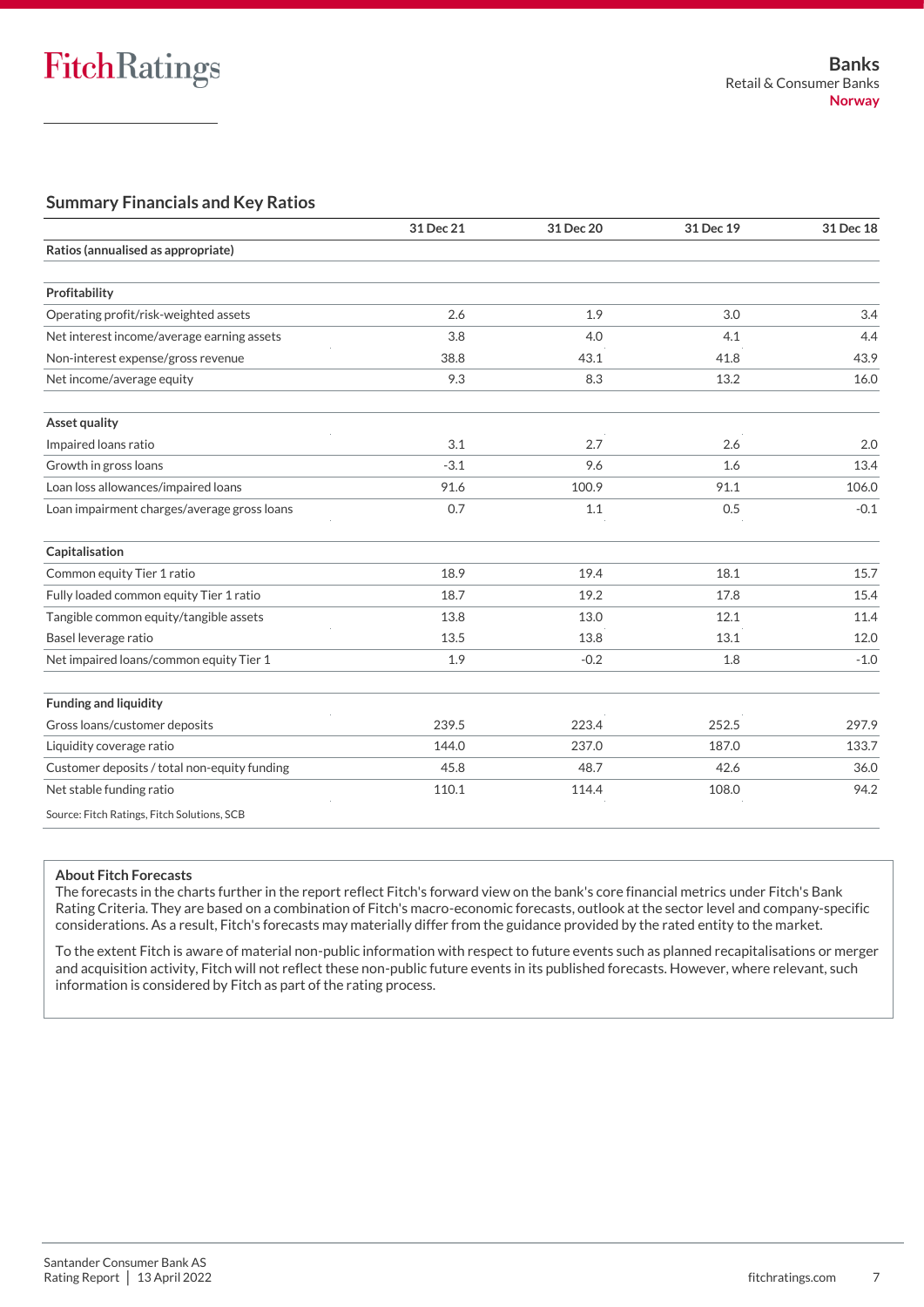## Summary Financials and Key Ratios

| | 31 Dec 21 | 31 Dec 20 | 31 Dec 19 | 31 Dec 18 |
|---|---|---|---|---|
| **Ratios (annualised as appropriate)** | | | | |
| **Profitability** | | | | |
| Operating profit/risk-weighted assets | 2.6 | 1.9 | 3.0 | 3.4 |
| Net interest income/average earning assets | 3.8 | 4.0 | 4.1 | 4.4 |
| Non-interest expense/gross revenue | 38.8 | 43.1 | 41.8 | 43.9 |
| Net income/average equity | 9.3 | 8.3 | 13.2 | 16.0 |
| **Asset quality** | | | | |
| Impaired loans ratio | 3.1 | 2.7 | 2.6 | 2.0 |
| Growth in gross loans | -3.1 | 9.6 | 1.6 | 13.4 |
| Loan loss allowances/impaired loans | 91.6 | 100.9 | 91.1 | 106.0 |
| Loan impairment charges/average gross loans | 0.7 | 1.1 | 0.5 | -0.1 |
| **Capitalisation** | | | | |
| Common equity Tier 1 ratio | 18.9 | 19.4 | 18.1 | 15.7 |
| Fully loaded common equity Tier 1 ratio | 18.7 | 19.2 | 17.8 | 15.4 |
| Tangible common equity/tangible assets | 13.8 | 13.0 | 12.1 | 11.4 |
| Basel leverage ratio | 13.5 | 13.8 | 13.1 | 12.0 |
| Net impaired loans/common equity Tier 1 | 1.9 | -0.2 | 1.8 | -1.0 |
| **Funding and liquidity** | | | | |
| Gross loans/customer deposits | 239.5 | 223.4 | 252.5 | 297.9 |
| Liquidity coverage ratio | 144.0 | 237.0 | 187.0 | 133.7 |
| Customer deposits / total non-equity funding | 45.8 | 48.7 | 42.6 | 36.0 |
| Net stable funding ratio | 110.1 | 114.4 | 108.0 | 94.2 |

Source: Fitch Ratings, Fitch Solutions, SCB

**About Fitch Forecasts**

The forecasts in the charts further in the report reflect Fitch's forward view on the bank's core financial metrics under Fitch's Bank Rating Criteria. They are based on a combination of Fitch's macro-economic forecasts, outlook at the sector level and company-specific considerations. As a result, Fitch's forecasts may materially differ from the guidance provided by the rated entity to the market.

To the extent Fitch is aware of material non-public information with respect to future events such as planned recapitalisations or merger and acquisition activity, Fitch will not reflect these non-public future events in its published forecasts. However, where relevant, such information is considered by Fitch as part of the rating process.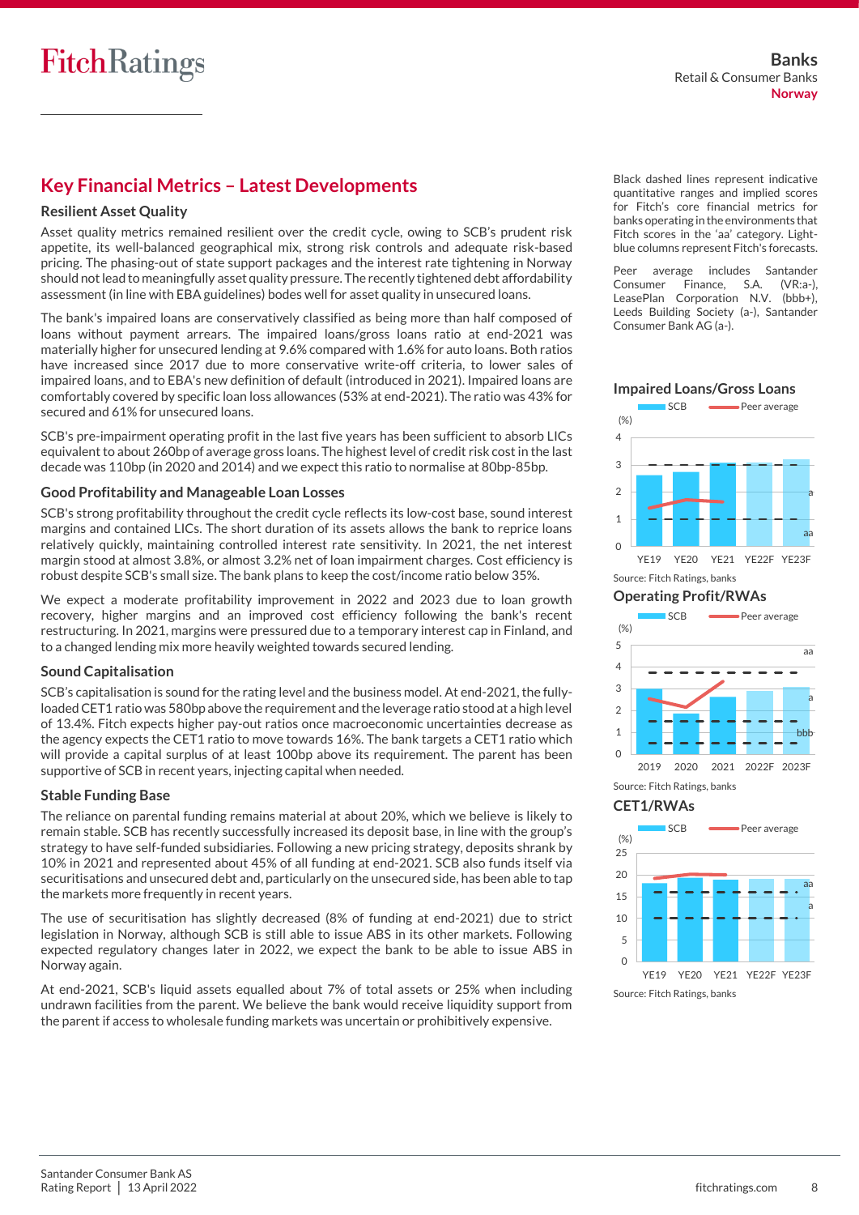## Key Financial Metrics – Latest Developments

### Resilient Asset Quality

Asset quality metrics remained resilient over the credit cycle, owing to SCB's prudent risk appetite, its well-balanced geographical mix, strong risk controls and adequate risk-based pricing. The phasing-out of state support packages and the interest rate tightening in Norway should not lead to meaningfully asset quality pressure. The recently tightened debt affordability assessment (in line with EBA guidelines) bodes well for asset quality in unsecured loans.

The bank's impaired loans are conservatively classified as being more than half composed of loans without payment arrears. The impaired loans/gross loans ratio at end-2021 was materially higher for unsecured lending at 9.6% compared with 1.6% for auto loans. Both ratios have increased since 2017 due to more conservative write-off criteria, to lower sales of impaired loans, and to EBA's new definition of default (introduced in 2021). Impaired loans are comfortably covered by specific loan loss allowances (53% at end-2021). The ratio was 43% for secured and 61% for unsecured loans.

SCB's pre-impairment operating profit in the last five years has been sufficient to absorb LICs equivalent to about 260bp of average gross loans. The highest level of credit risk cost in the last decade was 110bp (in 2020 and 2014) and we expect this ratio to normalise at 80bp-85bp.

### Good Profitability and Manageable Loan Losses

SCB's strong profitability throughout the credit cycle reflects its low-cost base, sound interest margins and contained LICs. The short duration of its assets allows the bank to reprice loans relatively quickly, maintaining controlled interest rate sensitivity. In 2021, the net interest margin stood at almost 3.8%, or almost 3.2% net of loan impairment charges. Cost efficiency is robust despite SCB's small size. The bank plans to keep the cost/income ratio below 35%.

We expect a moderate profitability improvement in 2022 and 2023 due to loan growth recovery, higher margins and an improved cost efficiency following the bank's recent restructuring. In 2021, margins were pressured due to a temporary interest cap in Finland, and to a changed lending mix more heavily weighted towards secured lending.

### Sound Capitalisation

SCB's capitalisation is sound for the rating level and the business model. At end-2021, the fully-loaded CET1 ratio was 580bp above the requirement and the leverage ratio stood at a high level of 13.4%. Fitch expects higher pay-out ratios once macroeconomic uncertainties decrease as the agency expects the CET1 ratio to move towards 16%. The bank targets a CET1 ratio which will provide a capital surplus of at least 100bp above its requirement. The parent has been supportive of SCB in recent years, injecting capital when needed.

### Stable Funding Base

The reliance on parental funding remains material at about 20%, which we believe is likely to remain stable. SCB has recently successfully increased its deposit base, in line with the group's strategy to have self-funded subsidiaries. Following a new pricing strategy, deposits shrank by 10% in 2021 and represented about 45% of all funding at end-2021. SCB also funds itself via securitisations and unsecured debt and, particularly on the unsecured side, has been able to tap the markets more frequently in recent years.

The use of securitisation has slightly decreased (8% of funding at end-2021) due to strict legislation in Norway, although SCB is still able to issue ABS in its other markets. Following expected regulatory changes later in 2022, we expect the bank to be able to issue ABS in Norway again.

At end-2021, SCB's liquid assets equalled about 7% of total assets or 25% when including undrawn facilities from the parent. We believe the bank would receive liquidity support from the parent if access to wholesale funding markets was uncertain or prohibitively expensive.

Black dashed lines represent indicative quantitative ranges and implied scores for Fitch's core financial metrics for banks operating in the environments that Fitch scores in the 'aa' category. Light-blue columns represent Fitch's forecasts.

Peer average includes Santander Consumer Finance, S.A. (VR:a-), LeasePlan Corporation N.V. (bbb+), Leeds Building Society (a-), Santander Consumer Bank AG (a-).

**Impaired Loans/Gross Loans**

Source: Fitch Ratings, banks

**Operating Profit/RWAs**

Source: Fitch Ratings, banks

**CET1/RWAs**

Source: Fitch Ratings, banks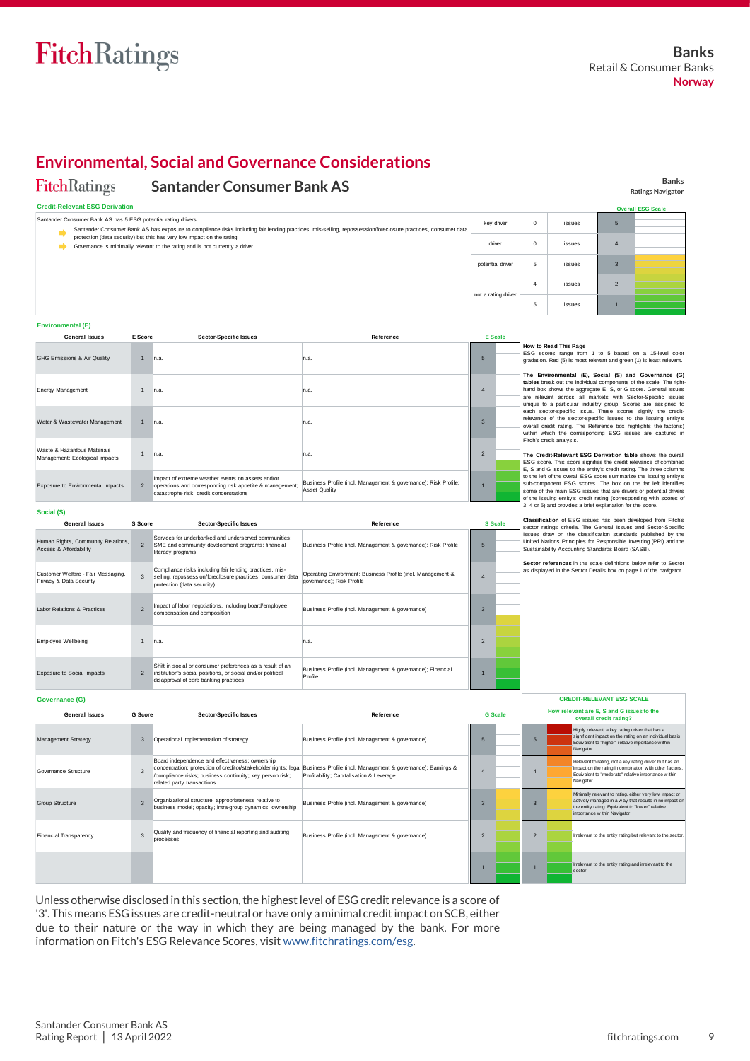## Environmental, Social and Governance Considerations

**Santander Consumer Bank AS** — Banks Ratings Navigator

### Credit-Relevant ESG Derivation

Santander Consumer Bank AS has 5 ESG potential rating drivers

- Santander Consumer Bank AS has exposure to compliance risks including fair lending practices, mis-selling, repossession/foreclosure practices, consumer data protection (data security) but this has very low impact on the rating.
- Governance is minimally relevant to the rating and is not currently a driver.

| | | | Overall ESG Scale |
|---|---|---|---|
| key driver | 0 | issues | 5 |
| driver | 0 | issues | 4 |
| potential driver | 5 | issues | 3 |
| not a rating driver | 4 | issues | 2 |
| | 5 | issues | 1 |

### Environmental (E)

| General Issues | E Score | Sector-Specific Issues | Reference | E Scale |
|---|---|---|---|---|
| GHG Emissions & Air Quality | 1 | n.a. | n.a. | 5 |
| Energy Management | 1 | n.a. | n.a. | 4 |
| Water & Wastewater Management | 1 | n.a. | n.a. | 3 |
| Waste & Hazardous Materials Management; Ecological Impacts | 1 | n.a. | n.a. | 2 |
| Exposure to Environmental Impacts | 2 | Impact of extreme weather events on assets and/or operations and corresponding risk appetite & management; catastrophe risk; credit concentrations | Business Profile (incl. Management & governance); Risk Profile; Asset Quality | 1 |

### Social (S)

| General Issues | S Score | Sector-Specific Issues | Reference | S Scale |
|---|---|---|---|---|
| Human Rights, Community Relations, Access & Affordability | 2 | Services for underbanked and underserved communities: SME and community development programs; financial literacy programs | Business Profile (incl. Management & governance); Risk Profile | 5 |
| Customer Welfare - Fair Messaging, Privacy & Data Security | 3 | Compliance risks including fair lending practices, mis-selling, repossession/foreclosure practices, consumer data protection (data security) | Operating Environment; Business Profile (incl. Management & governance); Risk Profile | 4 |
| Labor Relations & Practices | 2 | Impact of labor negotiations, including board/employee compensation and composition | Business Profile (incl. Management & governance) | 3 |
| Employee Wellbeing | 1 | n.a. | n.a. | 2 |
| Exposure to Social Impacts | 2 | Shift in social or consumer preferences as a result of an institution's social positions, or social and/or political disapproval of core banking practices | Business Profile (incl. Management & governance); Financial Profile | 1 |

### Governance (G)

| General Issues | G Score | Sector-Specific Issues | Reference | G Scale |
|---|---|---|---|---|
| Management Strategy | 3 | Operational implementation of strategy | Business Profile (incl. Management & governance) | 5 |
| Governance Structure | 3 | Board independence and effectiveness; ownership concentration; protection of creditor/stakeholder rights; legal /compliance risks; business continuity; key person risk; related party transactions | Business Profile (incl. Management & governance); Earnings & Profitability; Capitalisation & Leverage | 4 |
| Group Structure | 3 | Organizational structure; appropriateness relative to business model; opacity; intra-group dynamics; ownership | Business Profile (incl. Management & governance) | 3 |
| Financial Transparency | 3 | Quality and frequency of financial reporting and auditing processes | Business Profile (incl. Management & governance) | 2 |
| | | | | 1 |

**How to Read This Page**

ESG scores range from 1 to 5 based on a 15-level color gradation. Red (5) is most relevant and green (1) is least relevant.

**The Environmental (E), Social (S) and Governance (G) tables** break out the individual components of the scale. The right-hand box shows the aggregate E, S, or G score. General Issues are relevant across all markets with Sector-Specific Issues unique to a particular industry group. Scores are assigned to each sector-specific issue. These scores signify the credit-relevance of the sector-specific issues to the issuing entity's overall credit rating. The Reference box highlights the factor(s) within which the corresponding ESG issues are captured in Fitch's credit analysis.

**The Credit-Relevant ESG Derivation table** shows the overall ESG score. This score signifies the credit relevance of combined E, S and G issues to the entity's credit rating. The three columns to the left of the overall ESG score summarize the issuing entity's sub-component ESG scores. The box on the far left identifies some of the main ESG issues that are drivers or potential drivers of the issuing entity's credit rating (corresponding with scores of 3, 4 or 5) and provides a brief explanation for the score.

**Classification** of ESG issues has been developed from Fitch's sector ratings criteria. The General Issues and Sector-Specific Issues draw on the classification standards published by the United Nations Principles for Responsible Investing (PRI) and the Sustainability Accounting Standards Board (SASB).

**Sector references** in the scale definitions below refer to Sector as displayed in the Sector Details box on page 1 of the navigator.

**CREDIT-RELEVANT ESG SCALE**

How relevant are E, S and G issues to the overall credit rating?

| Score | Description |
|---|---|
| 5 | Highly relevant, a key rating driver that has a significant impact on the rating on an individual basis. Equivalent to "higher" relative importance within Navigator. |
| 4 | Relevant to rating, not a key rating driver but has an impact on the rating in combination with other factors. Equivalent to "moderate" relative importance within Navigator. |
| 3 | Minimally relevant to rating, either very low impact or actively managed in a way that results in no impact on the entity rating. Equivalent to "lower" relative importance within Navigator. |
| 2 | Irrelevant to the entity rating but relevant to the sector. |
| 1 | Irrelevant to the entity rating and irrelevant to the sector. |

Unless otherwise disclosed in this section, the highest level of ESG credit relevance is a score of '3'. This means ESG issues are credit-neutral or have only a minimal credit impact on SCB, either due to their nature or the way in which they are being managed by the bank. For more information on Fitch's ESG Relevance Scores, visit www.fitchratings.com/esg.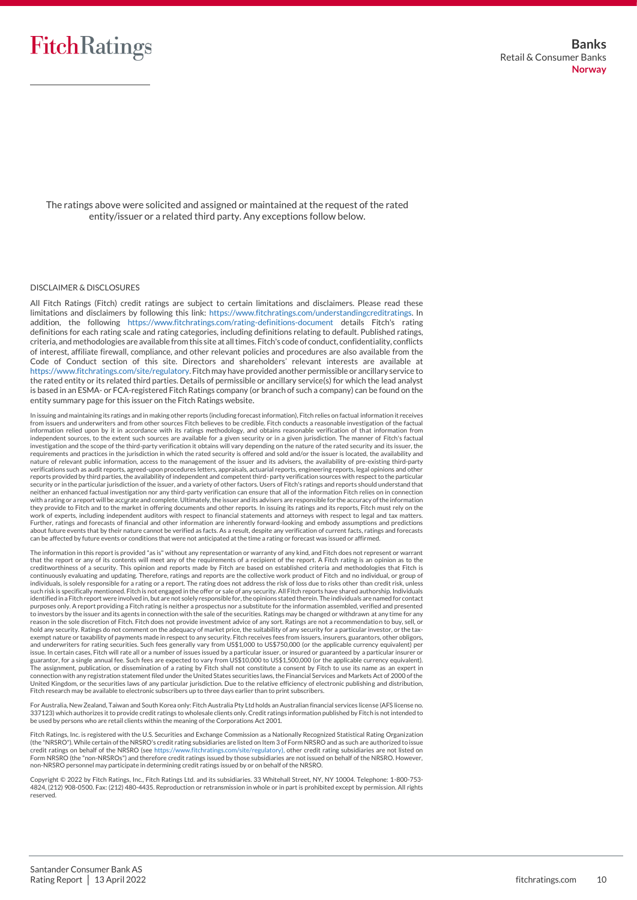The ratings above were solicited and assigned or maintained at the request of the rated entity/issuer or a related third party. Any exceptions follow below.

DISCLAIMER & DISCLOSURES

All Fitch Ratings (Fitch) credit ratings are subject to certain limitations and disclaimers. Please read these limitations and disclaimers by following this link: https://www.fitchratings.com/understandingcreditratings. In addition, the following https://www.fitchratings.com/rating-definitions-document details Fitch's rating definitions for each rating scale and rating categories, including definitions relating to default. Published ratings, criteria, and methodologies are available from this site at all times. Fitch's code of conduct, confidentiality, conflicts of interest, affiliate firewall, compliance, and other relevant policies and procedures are also available from the Code of Conduct section of this site. Directors and shareholders' relevant interests are available at https://www.fitchratings.com/site/regulatory. Fitch may have provided another permissible or ancillary service to the rated entity or its related third parties. Details of permissible or ancillary service(s) for which the lead analyst is based in an ESMA- or FCA-registered Fitch Ratings company (or branch of such a company) can be found on the entity summary page for this issuer on the Fitch Ratings website.

In issuing and maintaining its ratings and in making other reports (including forecast information), Fitch relies on factual information it receives from issuers and underwriters and from other sources Fitch believes to be credible. Fitch conducts a reasonable investigation of the factual information relied upon by it in accordance with its ratings methodology, and obtains reasonable verification of that information from independent sources, to the extent such sources are available for a given security or in a given jurisdiction. The manner of Fitch's factual investigation and the scope of the third-party verification it obtains will vary depending on the nature of the rated security and its issuer, the requirements and practices in the jurisdiction in which the rated security is offered and sold and/or the issuer is located, the availability and nature of relevant public information, access to the management of the issuer and its advisers, the availability of pre-existing third-party verifications such as audit reports, agreed-upon procedures letters, appraisals, actuarial reports, engineering reports, legal opinions and other reports provided by third parties, the availability of independent and competent third- party verification sources with respect to the particular security or in the particular jurisdiction of the issuer, and a variety of other factors. Users of Fitch's ratings and reports should understand that neither an enhanced factual investigation nor any third-party verification can ensure that all of the information Fitch relies on in connection with a rating or a report will be accurate and complete. Ultimately, the issuer and its advisers are responsible for the accuracy of the information they provide to Fitch and to the market in offering documents and other reports. In issuing its ratings and its reports, Fitch must rely on the work of experts, including independent auditors with respect to financial statements and attorneys with respect to legal and tax matters. Further, ratings and forecasts of financial and other information are inherently forward-looking and embody assumptions and predictions about future events that by their nature cannot be verified as facts. As a result, despite any verification of current facts, ratings and forecasts can be affected by future events or conditions that were not anticipated at the time a rating or forecast was issued or affirmed.

The information in this report is provided "as is" without any representation or warranty of any kind, and Fitch does not represent or warrant that the report or any of its contents will meet any of the requirements of a recipient of the report. A Fitch rating is an opinion as to the creditworthiness of a security. This opinion and reports made by Fitch are based on established criteria and methodologies that Fitch is continuously evaluating and updating. Therefore, ratings and reports are the collective work product of Fitch and no individual, or group of individuals, is solely responsible for a rating or a report. The rating does not address the risk of loss due to risks other than credit risk, unless such risk is specifically mentioned. Fitch is not engaged in the offer or sale of any security. All Fitch reports have shared authorship. Individuals identified in a Fitch report were involved in, but are not solely responsible for, the opinions stated therein. The individuals are named for contact purposes only. A report providing a Fitch rating is neither a prospectus nor a substitute for the information assembled, verified and presented to investors by the issuer and its agents in connection with the sale of the securities. Ratings may be changed or withdrawn at any time for any reason in the sole discretion of Fitch. Fitch does not provide investment advice of any sort. Ratings are not a recommendation to buy, sell, or hold any security. Ratings do not comment on the adequacy of market price, the suitability of any security for a particular investor, or the tax-exempt nature or taxability of payments made in respect to any security. Fitch receives fees from issuers, insurers, guarantors, other obligors, and underwriters for rating securities. Such fees generally vary from US$1,000 to US$750,000 (or the applicable currency equivalent) per issue. In certain cases, Fitch will rate all or a number of issues issued by a particular issuer, or insured or guaranteed by a particular insurer or guarantor, for a single annual fee. Such fees are expected to vary from US$10,000 to US$1,500,000 (or the applicable currency equivalent). The assignment, publication, or dissemination of a rating by Fitch shall not constitute a consent by Fitch to use its name as an expert in connection with any registration statement filed under the United States securities laws, the Financial Services and Markets Act of 2000 of the United Kingdom, or the securities laws of any particular jurisdiction. Due to the relative efficiency of electronic publishing and distribution, Fitch research may be available to electronic subscribers up to three days earlier than to print subscribers.

For Australia, New Zealand, Taiwan and South Korea only: Fitch Australia Pty Ltd holds an Australian financial services license (AFS license no. 337123) which authorizes it to provide credit ratings to wholesale clients only. Credit ratings information published by Fitch is not intended to be used by persons who are retail clients within the meaning of the Corporations Act 2001.

Fitch Ratings, Inc. is registered with the U.S. Securities and Exchange Commission as a Nationally Recognized Statistical Rating Organization (the "NRSRO"). While certain of the NRSRO's credit rating subsidiaries are listed on Item 3 of Form NRSRO and as such are authorized to issue credit ratings on behalf of the NRSRO (see https://www.fitchratings.com/site/regulatory), other credit rating subsidiaries are not listed on Form NRSRO (the "non-NRSROs") and therefore credit ratings issued by those subsidiaries are not issued on behalf of the NRSRO. However, non-NRSRO personnel may participate in determining credit ratings issued by or on behalf of the NRSRO.

Copyright © 2022 by Fitch Ratings, Inc., Fitch Ratings Ltd. and its subsidiaries. 33 Whitehall Street, NY, NY 10004. Telephone: 1-800-753-4824, (212) 908-0500. Fax: (212) 480-4435. Reproduction or retransmission in whole or in part is prohibited except by permission. All rights reserved.